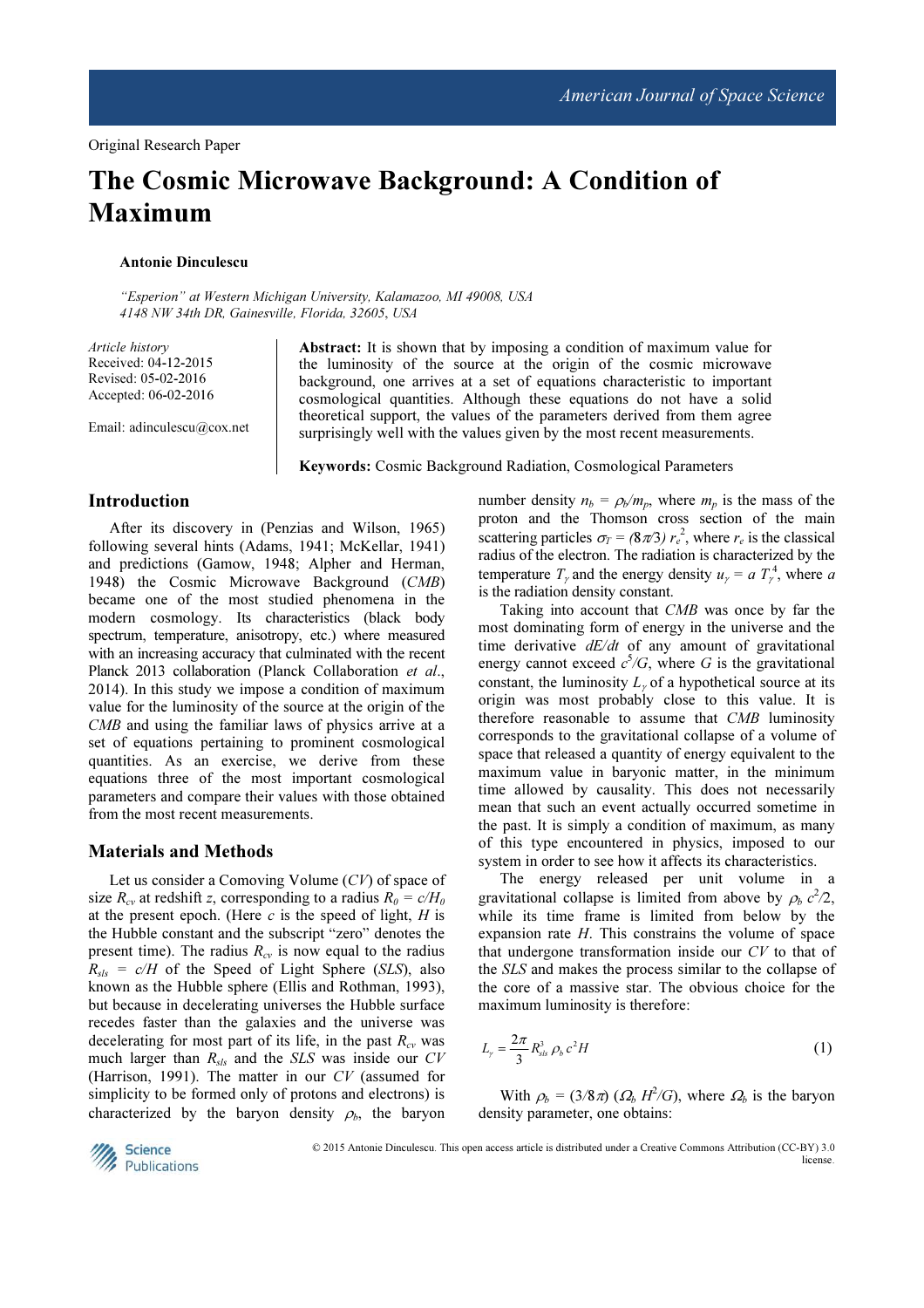Original Research Paper

# The Cosmic Microwave Background: A Condition of Maximum

**Antonie Dinculescu**

*"Esperion" at Western Michigan University, Kalamazoo, MI 49008, USA*
*4148 NW 34th DR, Gainesville, Florida, 32605, USA*

*Article history*
Received: 04-12-2015
Revised: 05-02-2016
Accepted: 06-02-2016

Email: adinculescu@cox.net

**Abstract:** It is shown that by imposing a condition of maximum value for the luminosity of the source at the origin of the cosmic microwave background, one arrives at a set of equations characteristic to important cosmological quantities. Although these equations do not have a solid theoretical support, the values of the parameters derived from them agree surprisingly well with the values given by the most recent measurements.

**Keywords:** Cosmic Background Radiation, Cosmological Parameters

## Introduction

After its discovery in (Penzias and Wilson, 1965) following several hints (Adams, 1941; McKellar, 1941) and predictions (Gamow, 1948; Alpher and Herman, 1948) the Cosmic Microwave Background (*CMB*) became one of the most studied phenomena in the modern cosmology. Its characteristics (black body spectrum, temperature, anisotropy, etc.) where measured with an increasing accuracy that culminated with the recent Planck 2013 collaboration (Planck Collaboration *et al*., 2014). In this study we impose a condition of maximum value for the luminosity of the source at the origin of the *CMB* and using the familiar laws of physics arrive at a set of equations pertaining to prominent cosmological quantities. As an exercise, we derive from these equations three of the most important cosmological parameters and compare their values with those obtained from the most recent measurements.

## Materials and Methods

Let us consider a Comoving Volume (*CV*) of space of size $R_{cv}$ at redshift $z$, corresponding to a radius $R_0 = c/H_0$ at the present epoch. (Here $c$ is the speed of light, $H$ is the Hubble constant and the subscript "zero" denotes the present time). The radius $R_{cv}$ is now equal to the radius $R_{sls} = c/H$ of the Speed of Light Sphere (*SLS*), also known as the Hubble sphere (Ellis and Rothman, 1993), but because in decelerating universes the Hubble surface recedes faster than the galaxies and the universe was decelerating for most part of its life, in the past $R_{cv}$ was much larger than $R_{sls}$ and the *SLS* was inside our *CV* (Harrison, 1991). The matter in our *CV* (assumed for simplicity to be formed only of protons and electrons) is characterized by the baryon density $\rho_b$, the baryon number density $n_b = \rho_b/m_p$, where $m_p$ is the mass of the proton and the Thomson cross section of the main scattering particles $\sigma_T = (8\pi/3)\, r_e^2$, where $r_e$ is the classical radius of the electron. The radiation is characterized by the temperature $T_\gamma$ and the energy density $u_\gamma = a\, T_\gamma^4$, where $a$ is the radiation density constant.

Taking into account that *CMB* was once by far the most dominating form of energy in the universe and the time derivative $dE/dt$ of any amount of gravitational energy cannot exceed $c^5/G$, where $G$ is the gravitational constant, the luminosity $L_\gamma$ of a hypothetical source at its origin was most probably close to this value. It is therefore reasonable to assume that *CMB* luminosity corresponds to the gravitational collapse of a volume of space that released a quantity of energy equivalent to the maximum value in baryonic matter, in the minimum time allowed by causality. This does not necessarily mean that such an event actually occurred sometime in the past. It is simply a condition of maximum, as many of this type encountered in physics, imposed to our system in order to see how it affects its characteristics.

The energy released per unit volume in a gravitational collapse is limited from above by $\rho_b\, c^2/2$, while its time frame is limited from below by the expansion rate $H$. This constrains the volume of space that undergone transformation inside our *CV* to that of the *SLS* and makes the process similar to the collapse of the core of a massive star. The obvious choice for the maximum luminosity is therefore:

$$L_\gamma = \frac{2\pi}{3} R_{sls}^3\, \rho_b\, c^2 H \tag{1}$$

With $\rho_b = (3/8\pi)\,(\Omega_b\, H^2/G)$, where $\Omega_b$ is the baryon density parameter, one obtains:

© 2015 Antonie Dinculescu. This open access article is distributed under a Creative Commons Attribution (CC-BY) 3.0 license.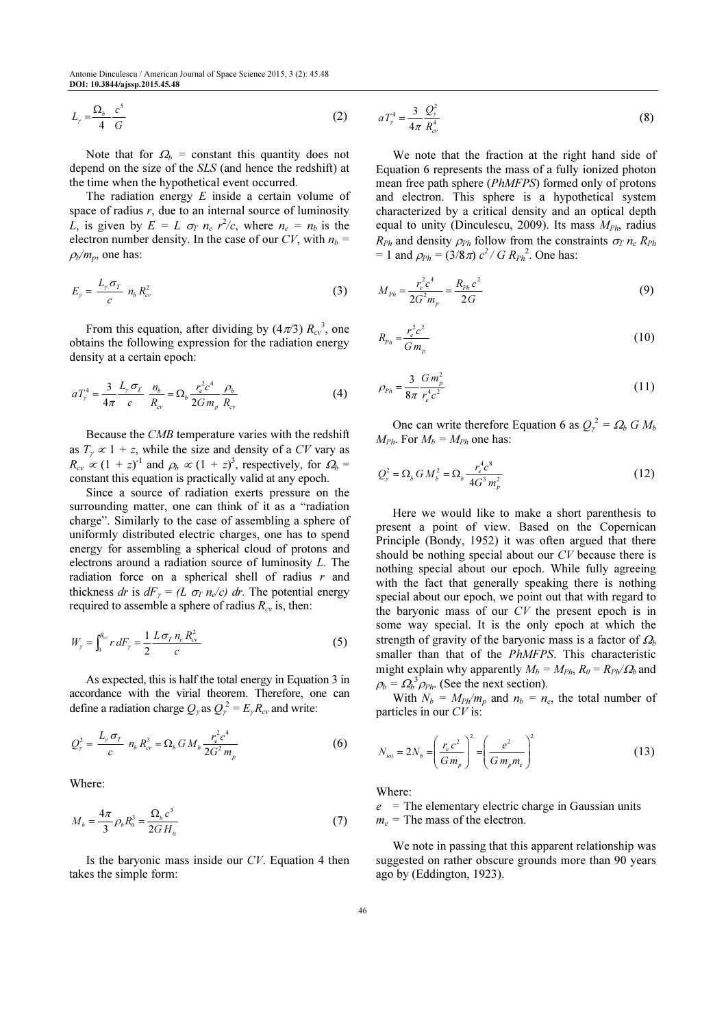$$L_\gamma = \frac{\Omega_b}{4}\frac{c^5}{G} \tag{2}$$

Note that for $\Omega_b$ = constant this quantity does not depend on the size of the *SLS* (and hence the redshift) at the time when the hypothetical event occurred.

The radiation energy $E$ inside a certain volume of space of radius $r$, due to an internal source of luminosity $L$, is given by $E = L\ \sigma_T\ n_e\ r^2/c$, where $n_e = n_b$ is the electron number density. In the case of our *CV*, with $n_b = \rho_b/m_p$, one has:

$$E_\gamma = \frac{L_\gamma \sigma_T}{c}\ n_b R_{cv}^2 \tag{3}$$

From this equation, after dividing by $(4\pi/3)\ R_{cv}^3$, one obtains the following expression for the radiation energy density at a certain epoch:

$$aT_\gamma^4 = \frac{3}{4\pi}\frac{L_\gamma \sigma_T}{c}\frac{n_b}{R_{cv}} = \Omega_b \frac{r_e^2 c^4}{2G m_p}\frac{\rho_b}{R_{cv}} \tag{4}$$

Because the *CMB* temperature varies with the redshift as $T_\gamma \propto 1 + z$, while the size and density of a *CV* vary as $R_{cv} \propto (1 + z)^{-1}$ and $\rho_b \propto (1 + z)^3$, respectively, for $\Omega_b$ = constant this equation is practically valid at any epoch.

Since a source of radiation exerts pressure on the surrounding matter, one can think of it as a "radiation charge". Similarly to the case of assembling a sphere of uniformly distributed electric charges, one has to spend energy for assembling a spherical cloud of protons and electrons around a radiation source of luminosity $L$. The radiation force on a spherical shell of radius $r$ and thickness $dr$ is $dF_\gamma = (L\ \sigma_T\ n_e/c)\ dr$. The potential energy required to assemble a sphere of radius $R_{cv}$ is, then:

$$W_\gamma = \int_0^{R_{cv}} r\, dF_\gamma = \frac{1}{2}\frac{L \sigma_T n_e R_{cv}^2}{c} \tag{5}$$

As expected, this is half the total energy in Equation 3 in accordance with the virial theorem. Therefore, one can define a radiation charge $Q_\gamma$ as $Q_\gamma^2 = E_\gamma R_{cv}$ and write:

$$Q_\gamma^2 = \frac{L_\gamma \sigma_T}{c}\ n_b R_{cv}^3 = \Omega_b G M_b \frac{r_e^2 c^4}{2G^2 m_p} \tag{6}$$

Where:

$$M_b = \frac{4\pi}{3}\rho_b R_0^3 = \frac{\Omega_b c^3}{2GH_0} \tag{7}$$

Is the baryonic mass inside our *CV*. Equation 4 then takes the simple form:

$$aT_\gamma^4 = \frac{3}{4\pi}\frac{Q_\gamma^2}{R_{cv}^4} \tag{8}$$

We note that the fraction at the right hand side of Equation 6 represents the mass of a fully ionized photon mean free path sphere (*PhMFPS*) formed only of protons and electron. This sphere is a hypothetical system characterized by a critical density and an optical depth equal to unity (Dinculescu, 2009). Its mass $M_{Ph}$, radius $R_{Ph}$ and density $\rho_{Ph}$ follow from the constraints $\sigma_T\ n_e\ R_{Ph} = 1$ and $\rho_{Ph} = (3/8\pi)\ c^2 / G\ R_{Ph}^2$. One has:

$$M_{Ph} = \frac{r_e^2 c^4}{2G^2 m_p} = \frac{R_{Ph} c^2}{2G} \tag{9}$$

$$R_{Ph} = \frac{r_e^2 c^2}{G m_p} \tag{10}$$

$$\rho_{Ph} = \frac{3}{8\pi}\frac{G m_p^2}{r_e^4 c^2} \tag{11}$$

One can write therefore Equation 6 as $Q_\gamma^2 = \Omega_b\ G\ M_b\ M_{Ph}$. For $M_b = M_{Ph}$ one has:

$$Q_\gamma^2 = \Omega_b G M_b^2 = \Omega_b \frac{r_e^4 c^8}{4G^3 m_p^2} \tag{12}$$

Here we would like to make a short parenthesis to present a point of view. Based on the Copernican Principle (Bondy, 1952) it was often argued that there should be nothing special about our *CV* because there is nothing special about our epoch. While fully agreeing with the fact that generally speaking there is nothing special about our epoch, we point out that with regard to the baryonic mass of our *CV* the present epoch is in some way special. It is the only epoch at which the strength of gravity of the baryonic mass is a factor of $\Omega_b$ smaller than that of the *PhMFPS*. This characteristic might explain why apparently $M_b = M_{Ph}$, $R_0 = R_{Ph}/\Omega_b$ and $\rho_b = \Omega_b^3 \rho_{Ph}$. (See the next section).

With $N_b = M_{Ph}/m_p$ and $n_b = n_e$, the total number of particles in our *CV* is:

$$N_{tot} = 2N_b = \left(\frac{r_e c^2}{G m_p}\right)^2 = \left(\frac{e^2}{G m_p m_e}\right)^2 \tag{13}$$

Where:

$e$ = The elementary electric charge in Gaussian units
$m_e$ = The mass of the electron.

We note in passing that this apparent relationship was suggested on rather obscure grounds more than 90 years ago by (Eddington, 1923).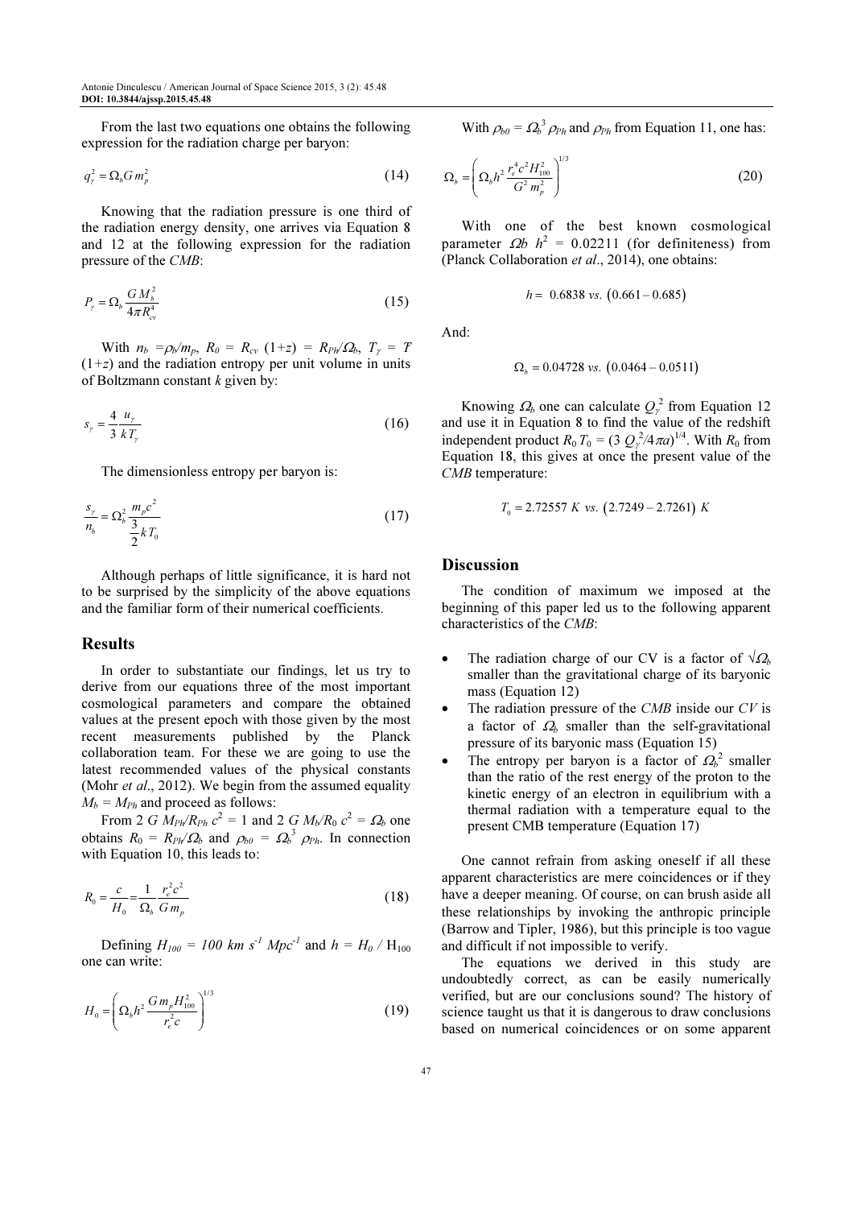From the last two equations one obtains the following expression for the radiation charge per baryon:

$$q_\gamma^2 = \Omega_b G m_p^2 \tag{14}$$

Knowing that the radiation pressure is one third of the radiation energy density, one arrives via Equation 8 and 12 at the following expression for the radiation pressure of the *CMB*:

$$P_\gamma = \Omega_b \frac{G M_b^2}{4\pi R_{cv}^4} \tag{15}$$

With $n_b = \rho_b/m_p$, $R_0 = R_{cv}(1+z) = R_{Ph}/\Omega_b$, $T_\gamma = T(1+z)$ and the radiation entropy per unit volume in units of Boltzmann constant $k$ given by:

$$s_\gamma = \frac{4}{3}\frac{u_\gamma}{kT_\gamma} \tag{16}$$

The dimensionless entropy per baryon is:

$$\frac{s_\gamma}{n_b} = \Omega_b^2 \frac{m_p c^2}{\frac{3}{2}kT_0} \tag{17}$$

Although perhaps of little significance, it is hard not to be surprised by the simplicity of the above equations and the familiar form of their numerical coefficients.

## Results

In order to substantiate our findings, let us try to derive from our equations three of the most important cosmological parameters and compare the obtained values at the present epoch with those given by the most recent measurements published by the Planck collaboration team. For these we are going to use the latest recommended values of the physical constants (Mohr *et al*., 2012). We begin from the assumed equality $M_b = M_{Ph}$ and proceed as follows:

From $2\,G\,M_{Ph}/R_{Ph}\,c^2 = 1$ and $2\,G\,M_b/R_0\,c^2 = \Omega_b$ one obtains $R_0 = R_{Ph}/\Omega_b$ and $\rho_{b0} = \Omega_b^3\,\rho_{Ph}$. In connection with Equation 10, this leads to:

$$R_0 = \frac{c}{H_0} = \frac{1}{\Omega_b}\frac{r_e^2 c^2}{G m_p} \tag{18}$$

Defining $H_{100} = 100\ km\ s^{-1}\ Mpc^{-1}$ and $h = H_0 / H_{100}$ one can write:

$$H_0 = \left(\Omega_b h^2 \frac{G m_p H_{100}^2}{r_e^2 c}\right)^{1/3} \tag{19}$$

With $\rho_{b0} = \Omega_b^3\,\rho_{Ph}$ and $\rho_{Ph}$ from Equation 11, one has:

$$\Omega_b = \left(\Omega_b h^2 \frac{r_e^4 c^2 H_{100}^2}{G^2 m_p^2}\right)^{1/3} \tag{20}$$

With one of the best known cosmological parameter $\Omega b\ h^2 = 0.02211$ (for definiteness) from (Planck Collaboration *et al*., 2014), one obtains:

$$h = 0.6838\ vs.\ (0.661 - 0.685)$$

And:

$$\Omega_b = 0.04728\ vs.\ (0.0464 - 0.0511)$$

Knowing $\Omega_b$ one can calculate $Q_\gamma^2$ from Equation 12 and use it in Equation 8 to find the value of the redshift independent product $R_0 T_0 = (3\,Q_\gamma^2/4\pi a)^{1/4}$. With $R_0$ from Equation 18, this gives at once the present value of the *CMB* temperature:

$$T_0 = 2.72557\ K\ vs.\ (2.7249 - 2.7261)\ K$$

## Discussion

The condition of maximum we imposed at the beginning of this paper led us to the following apparent characteristics of the *CMB*:

- The radiation charge of our CV is a factor of $\sqrt{\Omega_b}$ smaller than the gravitational charge of its baryonic mass (Equation 12)
- The radiation pressure of the *CMB* inside our *CV* is a factor of $\Omega_b$ smaller than the self-gravitational pressure of its baryonic mass (Equation 15)
- The entropy per baryon is a factor of $\Omega_b^2$ smaller than the ratio of the rest energy of the proton to the kinetic energy of an electron in equilibrium with a thermal radiation with a temperature equal to the present CMB temperature (Equation 17)

One cannot refrain from asking oneself if all these apparent characteristics are mere coincidences or if they have a deeper meaning. Of course, on can brush aside all these relationships by invoking the anthropic principle (Barrow and Tipler, 1986), but this principle is too vague and difficult if not impossible to verify.

The equations we derived in this study are undoubtedly correct, as can be easily numerically verified, but are our conclusions sound? The history of science taught us that it is dangerous to draw conclusions based on numerical coincidences or on some apparent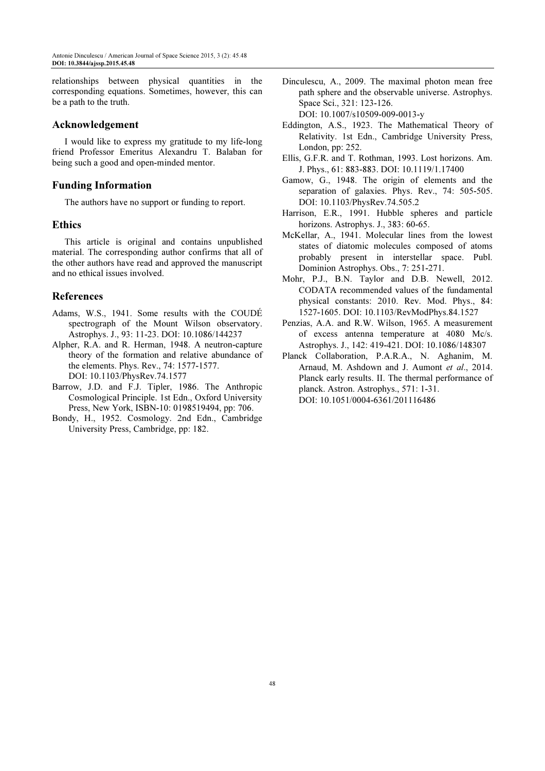relationships between physical quantities in the corresponding equations. Sometimes, however, this can be a path to the truth.

## Acknowledgement

I would like to express my gratitude to my life-long friend Professor Emeritus Alexandru T. Balaban for being such a good and open-minded mentor.

## Funding Information

The authors have no support or funding to report.

## Ethics

This article is original and contains unpublished material. The corresponding author confirms that all of the other authors have read and approved the manuscript and no ethical issues involved.

## References

Adams, W.S., 1941. Some results with the COUDÉ spectrograph of the Mount Wilson observatory. Astrophys. J., 93: 11-23. DOI: 10.1086/144237

Alpher, R.A. and R. Herman, 1948. A neutron-capture theory of the formation and relative abundance of the elements. Phys. Rev., 74: 1577-1577. DOI: 10.1103/PhysRev.74.1577

Barrow, J.D. and F.J. Tipler, 1986. The Anthropic Cosmological Principle. 1st Edn., Oxford University Press, New York, ISBN-10: 0198519494, pp: 706.

Bondy, H., 1952. Cosmology. 2nd Edn., Cambridge University Press, Cambridge, pp: 182.

Dinculescu, A., 2009. The maximal photon mean free path sphere and the observable universe. Astrophys. Space Sci., 321: 123-126. DOI: 10.1007/s10509-009-0013-y

Eddington, A.S., 1923. The Mathematical Theory of Relativity. 1st Edn., Cambridge University Press, London, pp: 252.

Ellis, G.F.R. and T. Rothman, 1993. Lost horizons. Am. J. Phys., 61: 883-883. DOI: 10.1119/1.17400

Gamow, G., 1948. The origin of elements and the separation of galaxies. Phys. Rev., 74: 505-505. DOI: 10.1103/PhysRev.74.505.2

Harrison, E.R., 1991. Hubble spheres and particle horizons. Astrophys. J., 383: 60-65.

McKellar, A., 1941. Molecular lines from the lowest states of diatomic molecules composed of atoms probably present in interstellar space. Publ. Dominion Astrophys. Obs., 7: 251-271.

Mohr, P.J., B.N. Taylor and D.B. Newell, 2012. CODATA recommended values of the fundamental physical constants: 2010. Rev. Mod. Phys., 84: 1527-1605. DOI: 10.1103/RevModPhys.84.1527

Penzias, A.A. and R.W. Wilson, 1965. A measurement of excess antenna temperature at 4080 Mc/s. Astrophys. J., 142: 419-421. DOI: 10.1086/148307

Planck Collaboration, P.A.R.A., N. Aghanim, M. Arnaud, M. Ashdown and J. Aumont *et al*., 2014. Planck early results. II. The thermal performance of planck. Astron. Astrophys., 571: 1-31. DOI: 10.1051/0004-6361/201116486